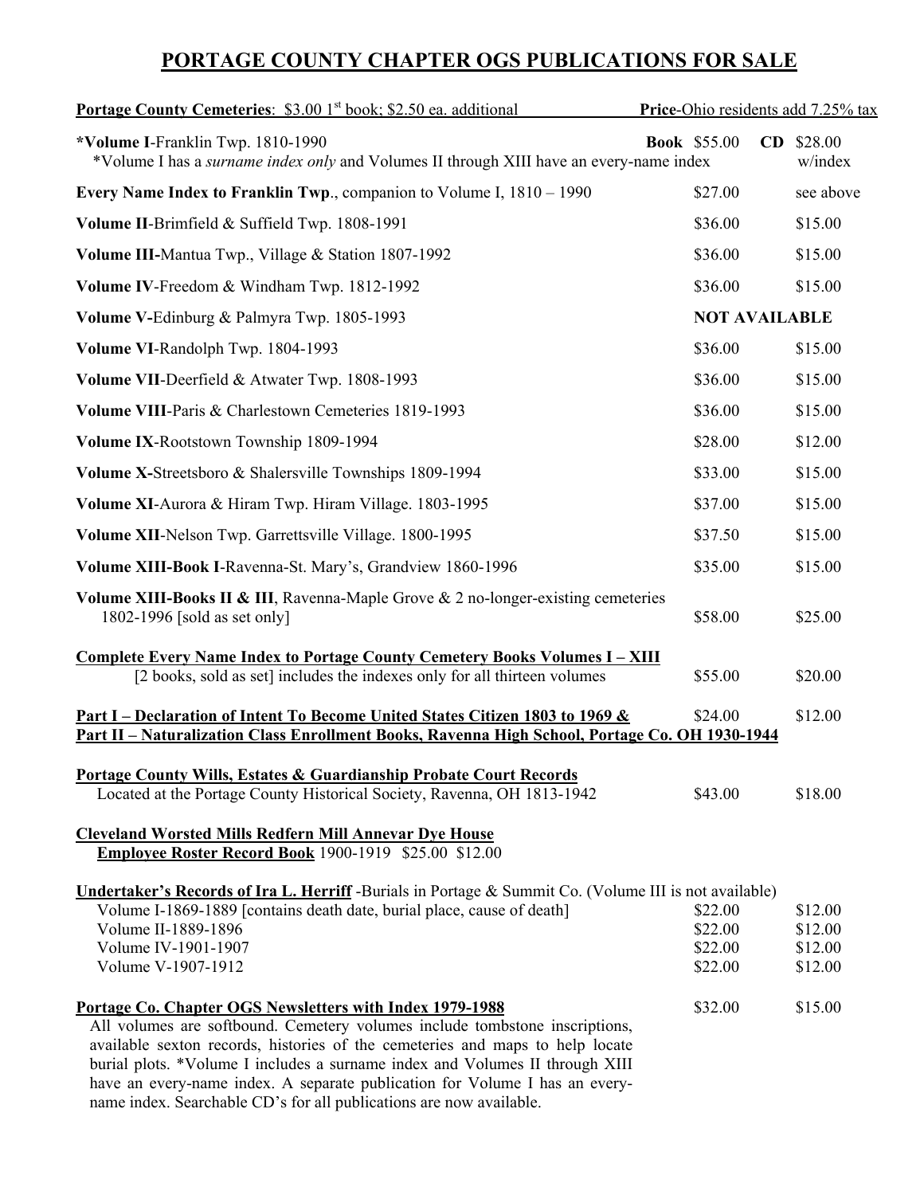# PORTAGE COUNTY CHAPTER OGS PUBLICATIONS FOR SALE

| **Portage County Cemeteries**: $3.00 1st book; $2.50 ea. additional | **Price**-Ohio residents add 7.25% tax | |
|---|---|---|
| **\*Volume I**-Franklin Twp. 1810-1990<br>\*Volume I has a *surname index only* and Volumes II through XIII have an every-name index | **Book** $55.00 | **CD** $28.00 w/index |
| **Every Name Index to Franklin Twp**., companion to Volume I, 1810 – 1990 | $27.00 | see above |
| **Volume II**-Brimfield & Suffield Twp. 1808-1991 | $36.00 | $15.00 |
| **Volume III-**Mantua Twp., Village & Station 1807-1992 | $36.00 | $15.00 |
| **Volume IV**-Freedom & Windham Twp. 1812-1992 | $36.00 | $15.00 |
| **Volume V-**Edinburg & Palmyra Twp. 1805-1993 | **NOT AVAILABLE** | |
| **Volume VI**-Randolph Twp. 1804-1993 | $36.00 | $15.00 |
| **Volume VII**-Deerfield & Atwater Twp. 1808-1993 | $36.00 | $15.00 |
| **Volume VIII**-Paris & Charlestown Cemeteries 1819-1993 | $36.00 | $15.00 |
| **Volume IX**-Rootstown Township 1809-1994 | $28.00 | $12.00 |
| **Volume X-**Streetsboro & Shalersville Townships 1809-1994 | $33.00 | $15.00 |
| **Volume XI**-Aurora & Hiram Twp. Hiram Village. 1803-1995 | $37.00 | $15.00 |
| **Volume XII**-Nelson Twp. Garrettsville Village. 1800-1995 | $37.50 | $15.00 |
| **Volume XIII-Book I**-Ravenna-St. Mary's, Grandview 1860-1996 | $35.00 | $15.00 |
| **Volume XIII-Books II & III**, Ravenna-Maple Grove & 2 no-longer-existing cemeteries 1802-1996 [sold as set only] | $58.00 | $25.00 |
| **Complete Every Name Index to Portage County Cemetery Books Volumes I – XIII**<br>[2 books, sold as set] includes the indexes only for all thirteen volumes | $55.00 | $20.00 |
| **Part I – Declaration of Intent To Become United States Citizen 1803 to 1969 &**<br>**Part II – Naturalization Class Enrollment Books, Ravenna High School, Portage Co. OH 1930-1944** | $24.00 | $12.00 |
| **Portage County Wills, Estates & Guardianship Probate Court Records**<br>Located at the Portage County Historical Society, Ravenna, OH 1813-1942 | $43.00 | $18.00 |

**Cleveland Worsted Mills Redfern Mill Annevar Dye House**
**Employee Roster Record Book** 1900-1919 $25.00 $12.00

**Undertaker's Records of Ira L. Herriff** -Burials in Portage & Summit Co. (Volume III is not available)

| | | |
|---|---|---|
| Volume I-1869-1889 [contains death date, burial place, cause of death] | $22.00 | $12.00 |
| Volume II-1889-1896 | $22.00 | $12.00 |
| Volume IV-1901-1907 | $22.00 | $12.00 |
| Volume V-1907-1912 | $22.00 | $12.00 |

**Portage Co. Chapter OGS Newsletters with Index 1979-1988** $32.00 $15.00

All volumes are softbound. Cemetery volumes include tombstone inscriptions, available sexton records, histories of the cemeteries and maps to help locate burial plots. *Volume I includes a surname index and Volumes II through XIII have an every-name index. A separate publication for Volume I has an every-name index. Searchable CD's for all publications are now available.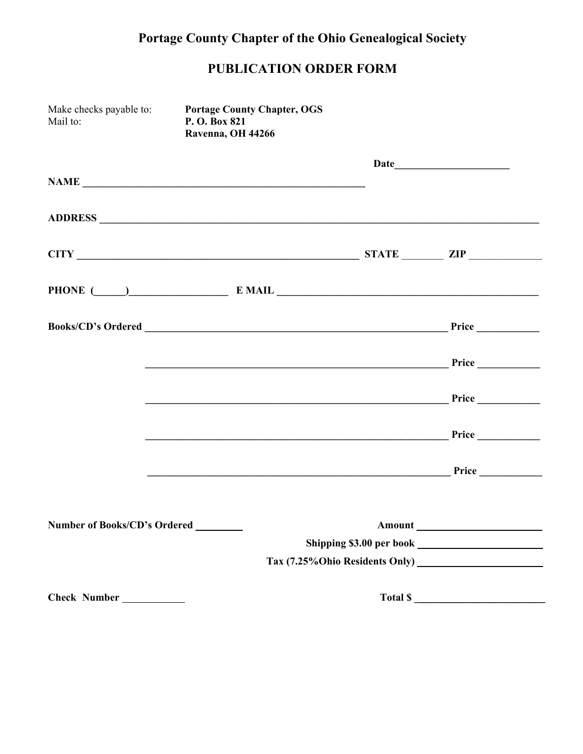# Portage County Chapter of the Ohio Genealogical Society

## PUBLICATION ORDER FORM

Make checks payable to: **Portage County Chapter, OGS**

Mail to: **P. O. Box 821**
**Ravenna, OH 44266**

**Date**______________________

**NAME** ________________________________________________________

**ADDRESS** ________________________________________________________________________________

**CITY** _______________________________________________________ **STATE** ________ **ZIP** ______________

**PHONE (\_\_\_\_\_\_)**___________________ **E MAIL** __________________________________________________

**Books/CD's Ordered** ____________________________________________________________ **Price** ____________

____________________________________________________________ **Price** ____________

____________________________________________________________ **Price** ____________

____________________________________________________________ **Price** ____________

____________________________________________________________ **Price** ____________

**Number of Books/CD's Ordered** _________

**Amount** _________________________

**Shipping $3.00 per book** _________________________

**Tax (7.25%Ohio Residents Only)** _________________________

**Check Number** ____________

**Total $** _________________________